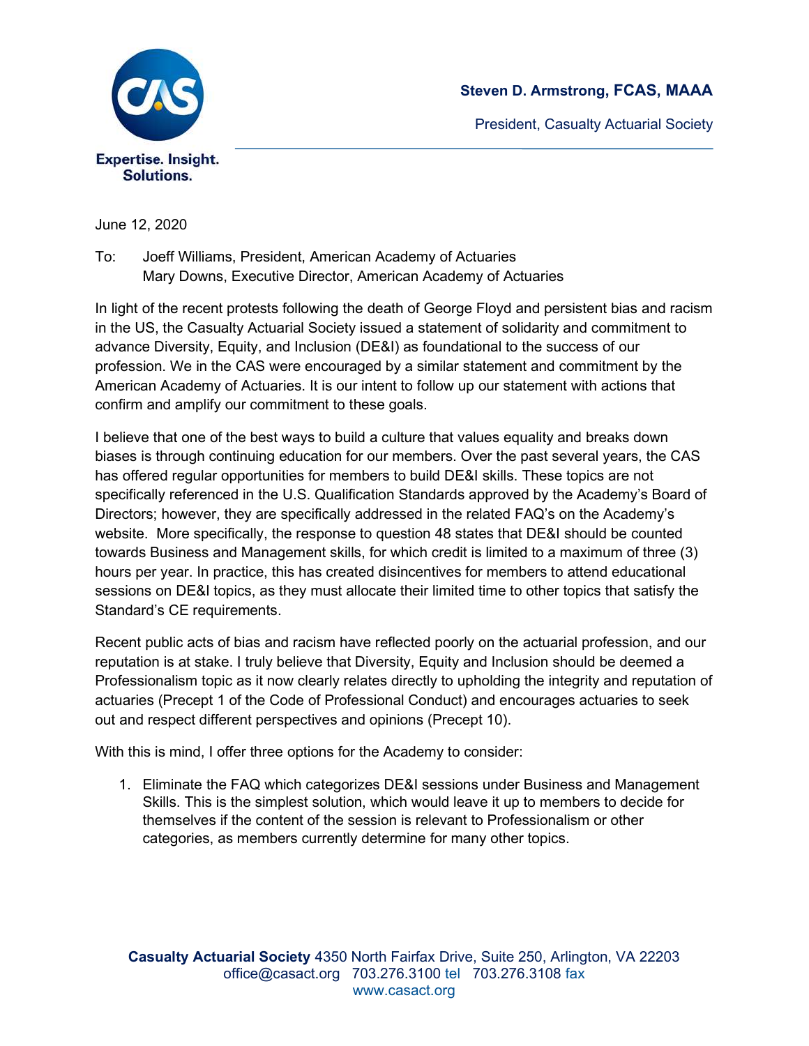Expertise. Insight. Solutions.

**Steven D. Armstrong, FCAS, MAAA**

President, Casualty Actuarial Society

June 12, 2020

To: Joeff Williams, President, American Academy of Actuaries
Mary Downs, Executive Director, American Academy of Actuaries

In light of the recent protests following the death of George Floyd and persistent bias and racism in the US, the Casualty Actuarial Society issued a statement of solidarity and commitment to advance Diversity, Equity, and Inclusion (DE&I) as foundational to the success of our profession. We in the CAS were encouraged by a similar statement and commitment by the American Academy of Actuaries. It is our intent to follow up our statement with actions that confirm and amplify our commitment to these goals.

I believe that one of the best ways to build a culture that values equality and breaks down biases is through continuing education for our members. Over the past several years, the CAS has offered regular opportunities for members to build DE&I skills. These topics are not specifically referenced in the U.S. Qualification Standards approved by the Academy's Board of Directors; however, they are specifically addressed in the related FAQ's on the Academy's website. More specifically, the response to question 48 states that DE&I should be counted towards Business and Management skills, for which credit is limited to a maximum of three (3) hours per year. In practice, this has created disincentives for members to attend educational sessions on DE&I topics, as they must allocate their limited time to other topics that satisfy the Standard's CE requirements.

Recent public acts of bias and racism have reflected poorly on the actuarial profession, and our reputation is at stake. I truly believe that Diversity, Equity and Inclusion should be deemed a Professionalism topic as it now clearly relates directly to upholding the integrity and reputation of actuaries (Precept 1 of the Code of Professional Conduct) and encourages actuaries to seek out and respect different perspectives and opinions (Precept 10).

With this is mind, I offer three options for the Academy to consider:

1. Eliminate the FAQ which categorizes DE&I sessions under Business and Management Skills. This is the simplest solution, which would leave it up to members to decide for themselves if the content of the session is relevant to Professionalism or other categories, as members currently determine for many other topics.

**Casualty Actuarial Society** 4350 North Fairfax Drive, Suite 250, Arlington, VA 22203
office@casact.org 703.276.3100 tel 703.276.3108 fax
www.casact.org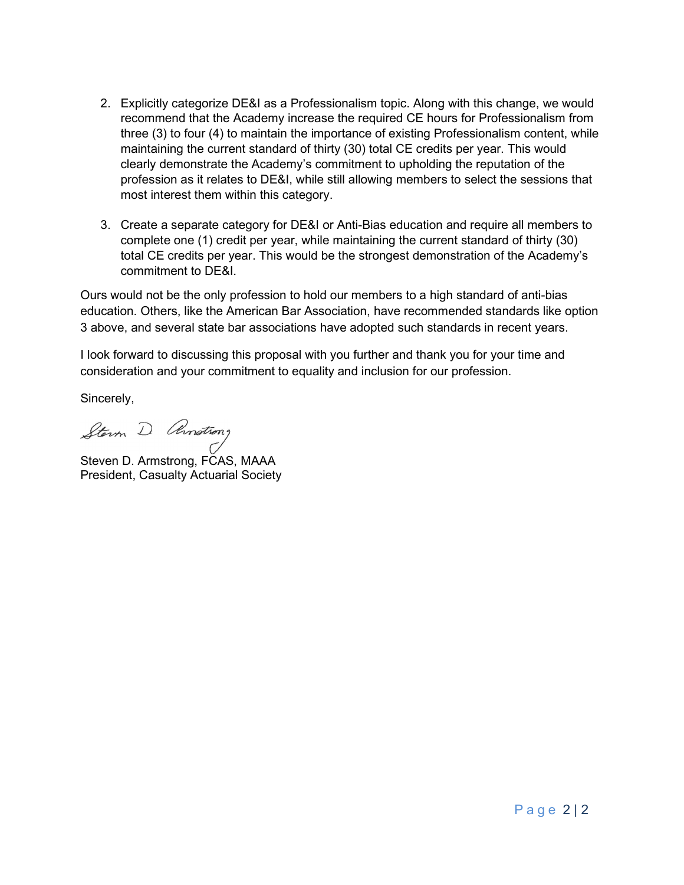2. Explicitly categorize DE&I as a Professionalism topic. Along with this change, we would recommend that the Academy increase the required CE hours for Professionalism from three (3) to four (4) to maintain the importance of existing Professionalism content, while maintaining the current standard of thirty (30) total CE credits per year. This would clearly demonstrate the Academy's commitment to upholding the reputation of the profession as it relates to DE&I, while still allowing members to select the sessions that most interest them within this category.

3. Create a separate category for DE&I or Anti-Bias education and require all members to complete one (1) credit per year, while maintaining the current standard of thirty (30) total CE credits per year. This would be the strongest demonstration of the Academy's commitment to DE&I.

Ours would not be the only profession to hold our members to a high standard of anti-bias education. Others, like the American Bar Association, have recommended standards like option 3 above, and several state bar associations have adopted such standards in recent years.

I look forward to discussing this proposal with you further and thank you for your time and consideration and your commitment to equality and inclusion for our profession.

Sincerely,

Steven D. Armstrong

Steven D. Armstrong, FCAS, MAAA
President, Casualty Actuarial Society